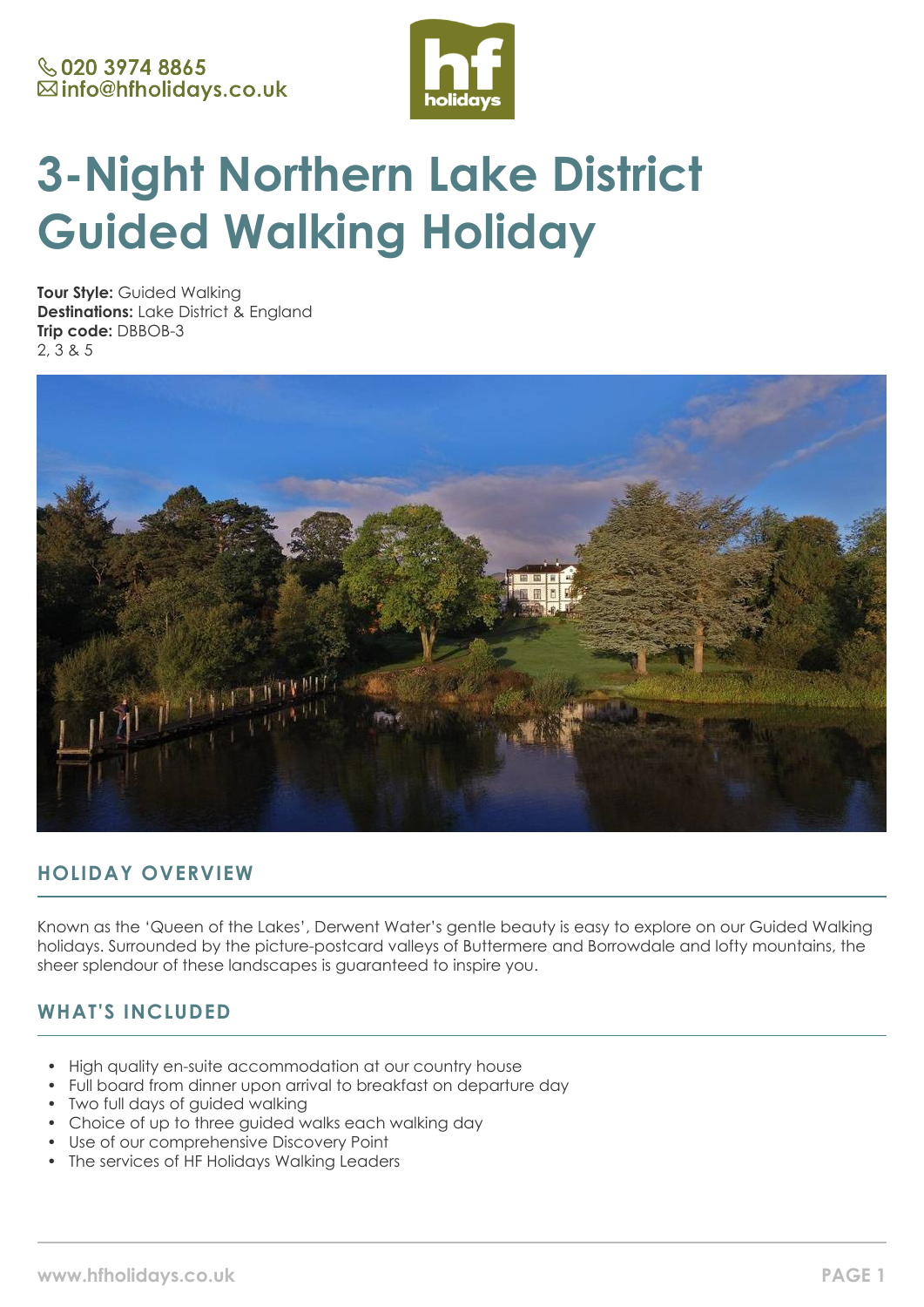020 3974 8865
info@hfholidays.co.uk

# 3-Night Northern Lake District Guided Walking Holiday

**Tour Style:** Guided Walking
**Destinations:** Lake District & England
**Trip code:** DBBOB-3
2, 3 & 5

## HOLIDAY OVERVIEW

Known as the 'Queen of the Lakes', Derwent Water's gentle beauty is easy to explore on our Guided Walking holidays. Surrounded by the picture-postcard valleys of Buttermere and Borrowdale and lofty mountains, the sheer splendour of these landscapes is guaranteed to inspire you.

## WHAT'S INCLUDED

- High quality en-suite accommodation at our country house
- Full board from dinner upon arrival to breakfast on departure day
- Two full days of guided walking
- Choice of up to three guided walks each walking day
- Use of our comprehensive Discovery Point
- The services of HF Holidays Walking Leaders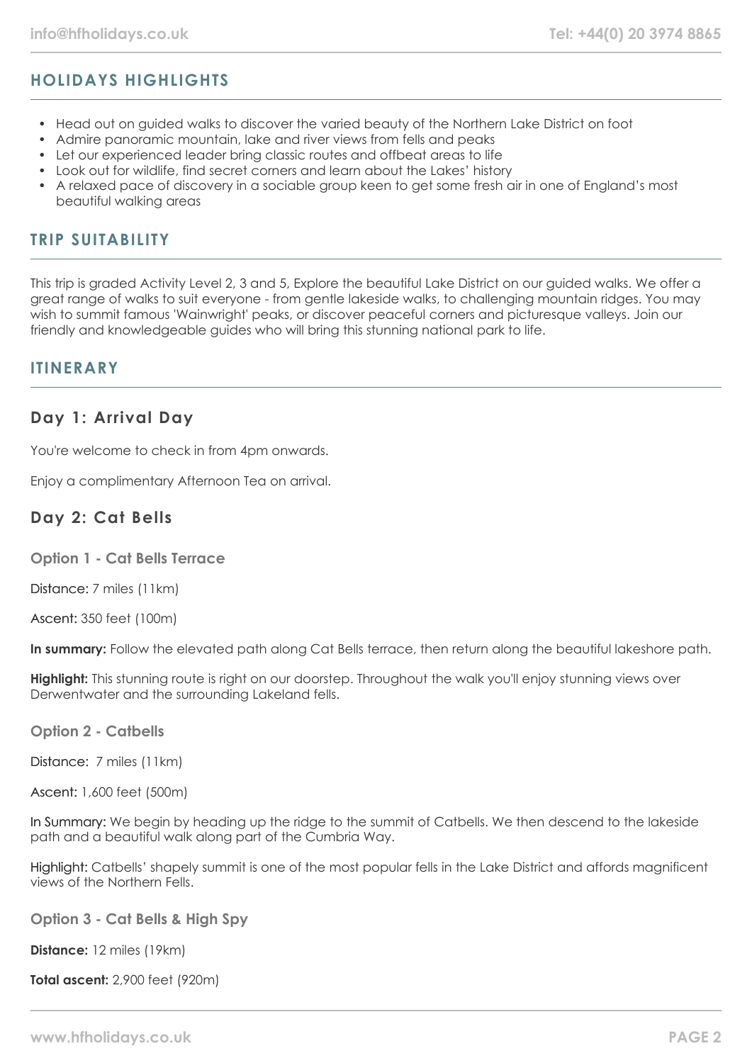## HOLIDAYS HIGHLIGHTS

- Head out on guided walks to discover the varied beauty of the Northern Lake District on foot
- Admire panoramic mountain, lake and river views from fells and peaks
- Let our experienced leader bring classic routes and offbeat areas to life
- Look out for wildlife, find secret corners and learn about the Lakes' history
- A relaxed pace of discovery in a sociable group keen to get some fresh air in one of England's most beautiful walking areas

## TRIP SUITABILITY

This trip is graded Activity Level 2, 3 and 5, Explore the beautiful Lake District on our guided walks. We offer a great range of walks to suit everyone - from gentle lakeside walks, to challenging mountain ridges. You may wish to summit famous 'Wainwright' peaks, or discover peaceful corners and picturesque valleys. Join our friendly and knowledgeable guides who will bring this stunning national park to life.

## ITINERARY

### Day 1: Arrival Day

You're welcome to check in from 4pm onwards.

Enjoy a complimentary Afternoon Tea on arrival.

### Day 2: Cat Bells

#### Option 1 - Cat Bells Terrace

Distance: 7 miles (11km)

Ascent: 350 feet (100m)

**In summary:** Follow the elevated path along Cat Bells terrace, then return along the beautiful lakeshore path.

**Highlight:** This stunning route is right on our doorstep. Throughout the walk you'll enjoy stunning views over Derwentwater and the surrounding Lakeland fells.

#### Option 2 - Catbells

Distance: 7 miles (11km)

Ascent: 1,600 feet (500m)

In Summary: We begin by heading up the ridge to the summit of Catbells. We then descend to the lakeside path and a beautiful walk along part of the Cumbria Way.

Highlight: Catbells' shapely summit is one of the most popular fells in the Lake District and affords magnificent views of the Northern Fells.

#### Option 3 - Cat Bells & High Spy

**Distance:** 12 miles (19km)

**Total ascent:** 2,900 feet (920m)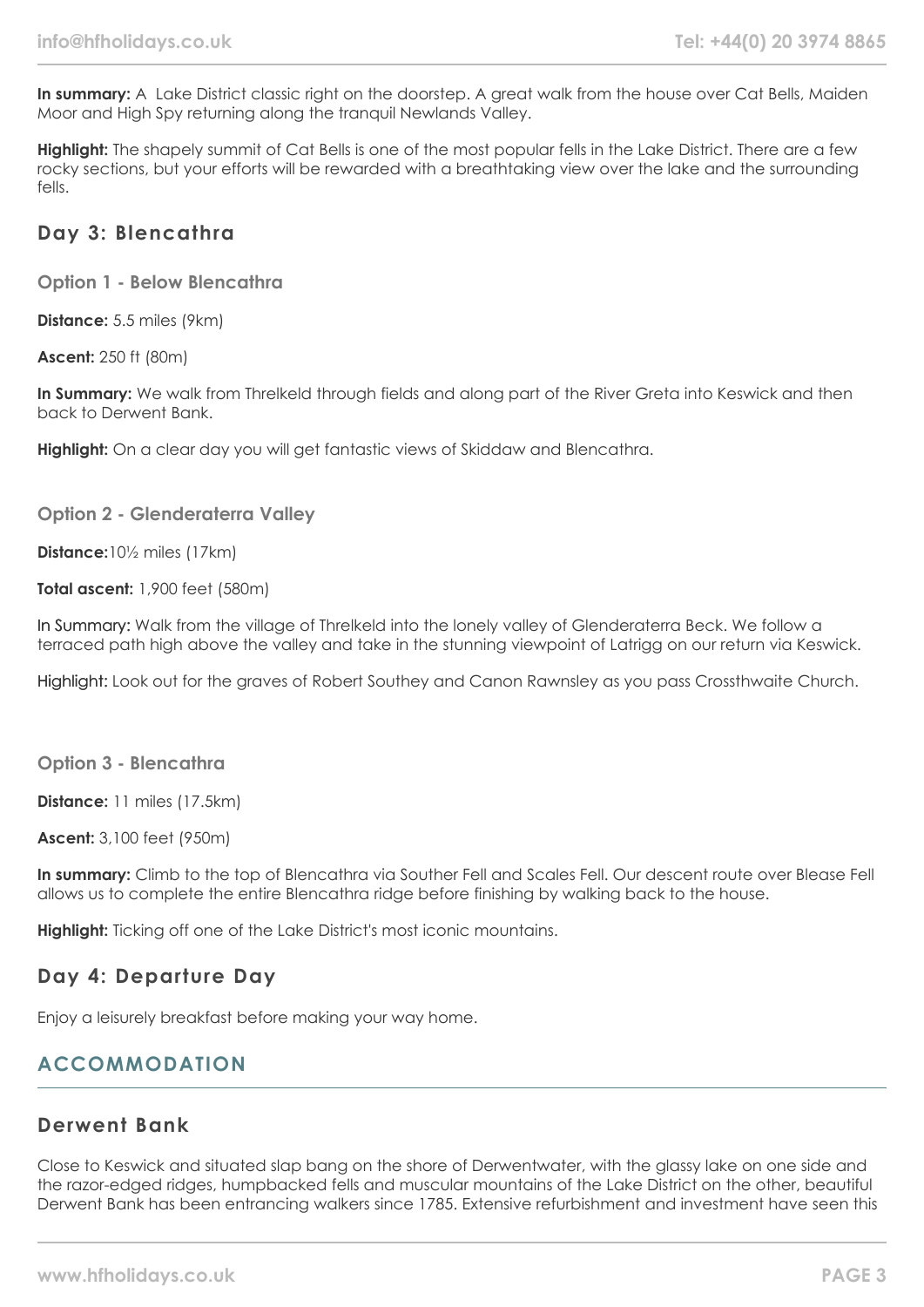**In summary:** A  Lake District classic right on the doorstep. A great walk from the house over Cat Bells, Maiden Moor and High Spy returning along the tranquil Newlands Valley.

**Highlight:** The shapely summit of Cat Bells is one of the most popular fells in the Lake District. There are a few rocky sections, but your efforts will be rewarded with a breathtaking view over the lake and the surrounding fells.

## Day 3: Blencathra

### Option 1 - Below Blencathra

**Distance:** 5.5 miles (9km)

**Ascent:** 250 ft (80m)

**In Summary:** We walk from Threlkeld through fields and along part of the River Greta into Keswick and then back to Derwent Bank.

**Highlight:** On a clear day you will get fantastic views of Skiddaw and Blencathra.

### Option 2 - Glenderaterra Valley

**Distance:**10½ miles (17km)

**Total ascent:** 1,900 feet (580m)

In Summary: Walk from the village of Threlkeld into the lonely valley of Glenderaterra Beck. We follow a terraced path high above the valley and take in the stunning viewpoint of Latrigg on our return via Keswick.

Highlight: Look out for the graves of Robert Southey and Canon Rawnsley as you pass Crossthwaite Church.

### Option 3 - Blencathra

**Distance:** 11 miles (17.5km)

**Ascent:** 3,100 feet (950m)

**In summary:** Climb to the top of Blencathra via Souther Fell and Scales Fell. Our descent route over Blease Fell allows us to complete the entire Blencathra ridge before finishing by walking back to the house.

**Highlight:** Ticking off one of the Lake District's most iconic mountains.

## Day 4: Departure Day

Enjoy a leisurely breakfast before making your way home.

# ACCOMMODATION

## Derwent Bank

Close to Keswick and situated slap bang on the shore of Derwentwater, with the glassy lake on one side and the razor-edged ridges, humpbacked fells and muscular mountains of the Lake District on the other, beautiful Derwent Bank has been entrancing walkers since 1785. Extensive refurbishment and investment have seen this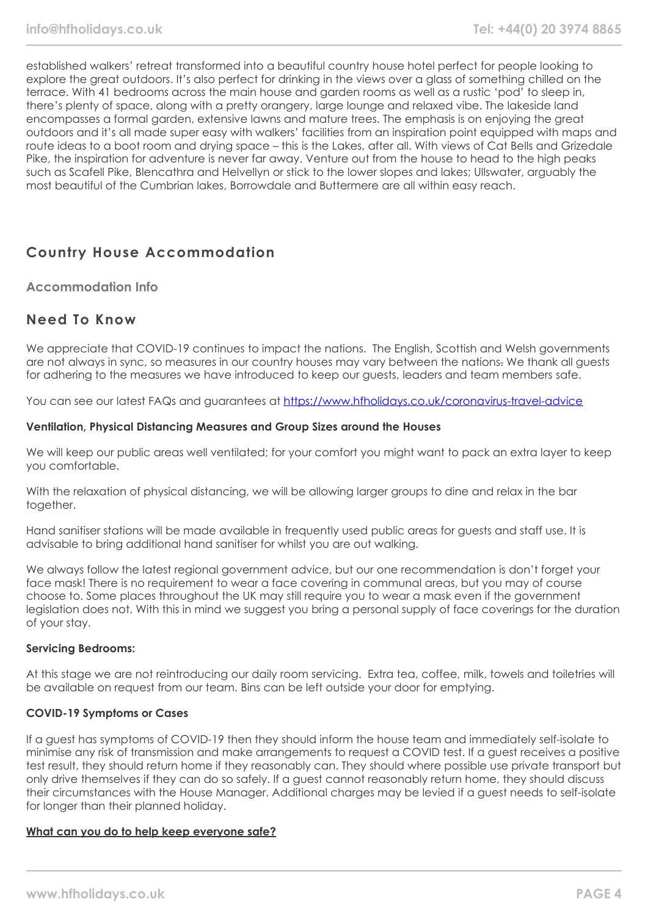established walkers' retreat transformed into a beautiful country house hotel perfect for people looking to explore the great outdoors. It's also perfect for drinking in the views over a glass of something chilled on the terrace. With 41 bedrooms across the main house and garden rooms as well as a rustic 'pod' to sleep in, there's plenty of space, along with a pretty orangery, large lounge and relaxed vibe. The lakeside land encompasses a formal garden, extensive lawns and mature trees. The emphasis is on enjoying the great outdoors and it's all made super easy with walkers' facilities from an inspiration point equipped with maps and route ideas to a boot room and drying space – this is the Lakes, after all. With views of Cat Bells and Grizedale Pike, the inspiration for adventure is never far away. Venture out from the house to head to the high peaks such as Scafell Pike, Blencathra and Helvellyn or stick to the lower slopes and lakes; Ullswater, arguably the most beautiful of the Cumbrian lakes, Borrowdale and Buttermere are all within easy reach.

## Country House Accommodation

### Accommodation Info

## Need To Know

We appreciate that COVID-19 continues to impact the nations. The English, Scottish and Welsh governments are not always in sync, so measures in our country houses may vary between the nations. We thank all guests for adhering to the measures we have introduced to keep our guests, leaders and team members safe.

You can see our latest FAQs and guarantees at [https://www.hfholidays.co.uk/coronavirus-travel-advice](https://www.hfholidays.co.uk/coronavirus-travel-advice)

**Ventilation, Physical Distancing Measures and Group Sizes around the Houses**

We will keep our public areas well ventilated; for your comfort you might want to pack an extra layer to keep you comfortable.

With the relaxation of physical distancing, we will be allowing larger groups to dine and relax in the bar together.

Hand sanitiser stations will be made available in frequently used public areas for guests and staff use. It is advisable to bring additional hand sanitiser for whilst you are out walking.

We always follow the latest regional government advice, but our one recommendation is don't forget your face mask! There is no requirement to wear a face covering in communal areas, but you may of course choose to. Some places throughout the UK may still require you to wear a mask even if the government legislation does not. With this in mind we suggest you bring a personal supply of face coverings for the duration of your stay.

**Servicing Bedrooms:**

At this stage we are not reintroducing our daily room servicing. Extra tea, coffee, milk, towels and toiletries will be available on request from our team. Bins can be left outside your door for emptying.

**COVID-19 Symptoms or Cases**

If a guest has symptoms of COVID-19 then they should inform the house team and immediately self-isolate to minimise any risk of transmission and make arrangements to request a COVID test. If a guest receives a positive test result, they should return home if they reasonably can. They should where possible use private transport but only drive themselves if they can do so safely. If a guest cannot reasonably return home, they should discuss their circumstances with the House Manager. Additional charges may be levied if a guest needs to self-isolate for longer than their planned holiday.

**What can you do to help keep everyone safe?**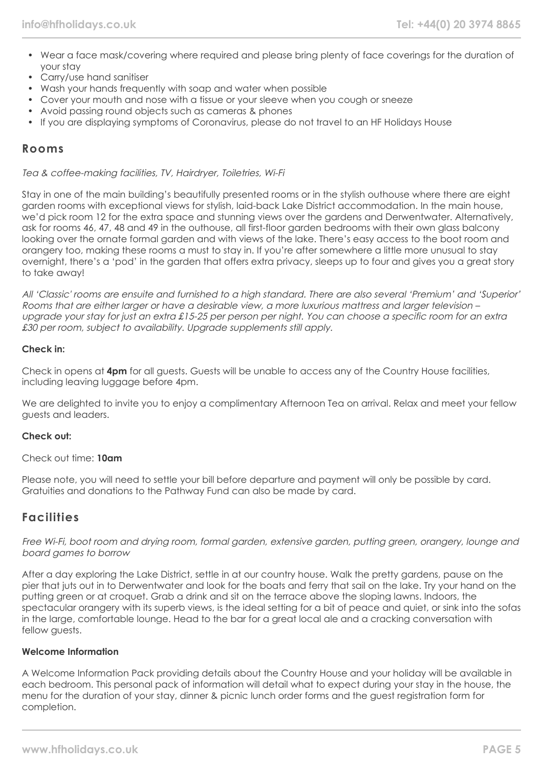- Wear a face mask/covering where required and please bring plenty of face coverings for the duration of your stay
- Carry/use hand sanitiser
- Wash your hands frequently with soap and water when possible
- Cover your mouth and nose with a tissue or your sleeve when you cough or sneeze
- Avoid passing round objects such as cameras & phones
- If you are displaying symptoms of Coronavirus, please do not travel to an HF Holidays House

## Rooms

*Tea & coffee-making facilities, TV, Hairdryer, Toiletries, Wi-Fi*

Stay in one of the main building's beautifully presented rooms or in the stylish outhouse where there are eight garden rooms with exceptional views for stylish, laid-back Lake District accommodation. In the main house, we'd pick room 12 for the extra space and stunning views over the gardens and Derwentwater. Alternatively, ask for rooms 46, 47, 48 and 49 in the outhouse, all first-floor garden bedrooms with their own glass balcony looking over the ornate formal garden and with views of the lake. There's easy access to the boot room and orangery too, making these rooms a must to stay in. If you're after somewhere a little more unusual to stay overnight, there's a 'pod' in the garden that offers extra privacy, sleeps up to four and gives you a great story to take away!

*All 'Classic' rooms are ensuite and furnished to a high standard. There are also several 'Premium' and 'Superior' Rooms that are either larger or have a desirable view, a more luxurious mattress and larger television – upgrade your stay for just an extra £15-25 per person per night. You can choose a specific room for an extra £30 per room, subject to availability. Upgrade supplements still apply.*

**Check in:**

Check in opens at **4pm** for all guests. Guests will be unable to access any of the Country House facilities, including leaving luggage before 4pm.

We are delighted to invite you to enjoy a complimentary Afternoon Tea on arrival. Relax and meet your fellow guests and leaders.

**Check out:**

Check out time: **10am**

Please note, you will need to settle your bill before departure and payment will only be possible by card. Gratuities and donations to the Pathway Fund can also be made by card.

## Facilities

*Free Wi-Fi, boot room and drying room, formal garden, extensive garden, putting green, orangery, lounge and board games to borrow*

After a day exploring the Lake District, settle in at our country house. Walk the pretty gardens, pause on the pier that juts out in to Derwentwater and look for the boats and ferry that sail on the lake. Try your hand on the putting green or at croquet. Grab a drink and sit on the terrace above the sloping lawns. Indoors, the spectacular orangery with its superb views, is the ideal setting for a bit of peace and quiet, or sink into the sofas in the large, comfortable lounge. Head to the bar for a great local ale and a cracking conversation with fellow guests.

**Welcome Information**

A Welcome Information Pack providing details about the Country House and your holiday will be available in each bedroom. This personal pack of information will detail what to expect during your stay in the house, the menu for the duration of your stay, dinner & picnic lunch order forms and the guest registration form for completion.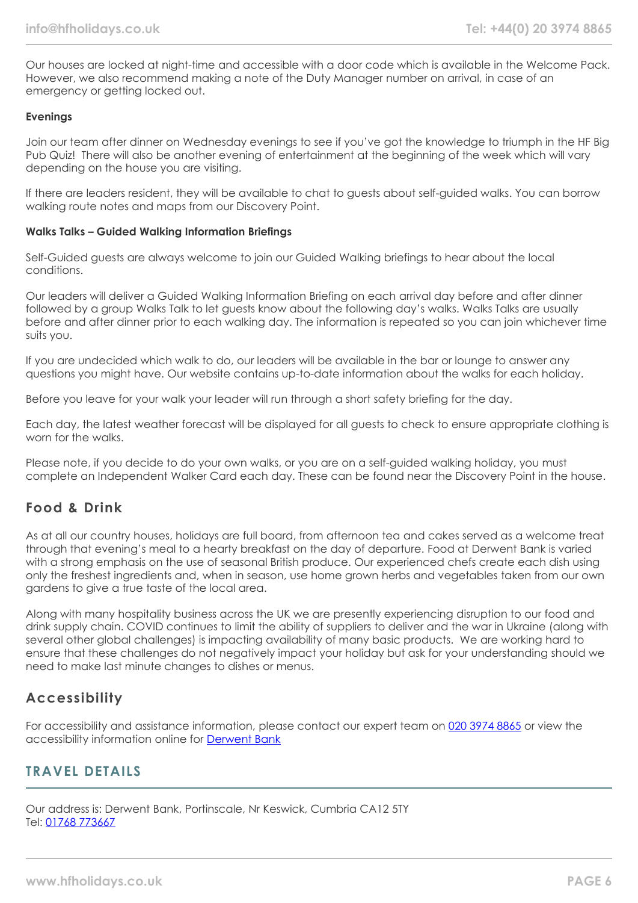Our houses are locked at night-time and accessible with a door code which is available in the Welcome Pack. However, we also recommend making a note of the Duty Manager number on arrival, in case of an emergency or getting locked out.

**Evenings**

Join our team after dinner on Wednesday evenings to see if you've got the knowledge to triumph in the HF Big Pub Quiz! There will also be another evening of entertainment at the beginning of the week which will vary depending on the house you are visiting.

If there are leaders resident, they will be available to chat to guests about self-guided walks. You can borrow walking route notes and maps from our Discovery Point.

**Walks Talks – Guided Walking Information Briefings**

Self-Guided guests are always welcome to join our Guided Walking briefings to hear about the local conditions.

Our leaders will deliver a Guided Walking Information Briefing on each arrival day before and after dinner followed by a group Walks Talk to let guests know about the following day's walks. Walks Talks are usually before and after dinner prior to each walking day. The information is repeated so you can join whichever time suits you.

If you are undecided which walk to do, our leaders will be available in the bar or lounge to answer any questions you might have. Our website contains up-to-date information about the walks for each holiday.

Before you leave for your walk your leader will run through a short safety briefing for the day.

Each day, the latest weather forecast will be displayed for all guests to check to ensure appropriate clothing is worn for the walks.

Please note, if you decide to do your own walks, or you are on a self-guided walking holiday, you must complete an Independent Walker Card each day. These can be found near the Discovery Point in the house.

### Food & Drink

As at all our country houses, holidays are full board, from afternoon tea and cakes served as a welcome treat through that evening's meal to a hearty breakfast on the day of departure. Food at Derwent Bank is varied with a strong emphasis on the use of seasonal British produce. Our experienced chefs create each dish using only the freshest ingredients and, when in season, use home grown herbs and vegetables taken from our own gardens to give a true taste of the local area.

Along with many hospitality business across the UK we are presently experiencing disruption to our food and drink supply chain. COVID continues to limit the ability of suppliers to deliver and the war in Ukraine (along with several other global challenges) is impacting availability of many basic products. We are working hard to ensure that these challenges do not negatively impact your holiday but ask for your understanding should we need to make last minute changes to dishes or menus.

### Accessibility

For accessibility and assistance information, please contact our expert team on 020 3974 8865 or view the accessibility information online for Derwent Bank

## TRAVEL DETAILS

Our address is: Derwent Bank, Portinscale, Nr Keswick, Cumbria CA12 5TY
Tel: 01768 773667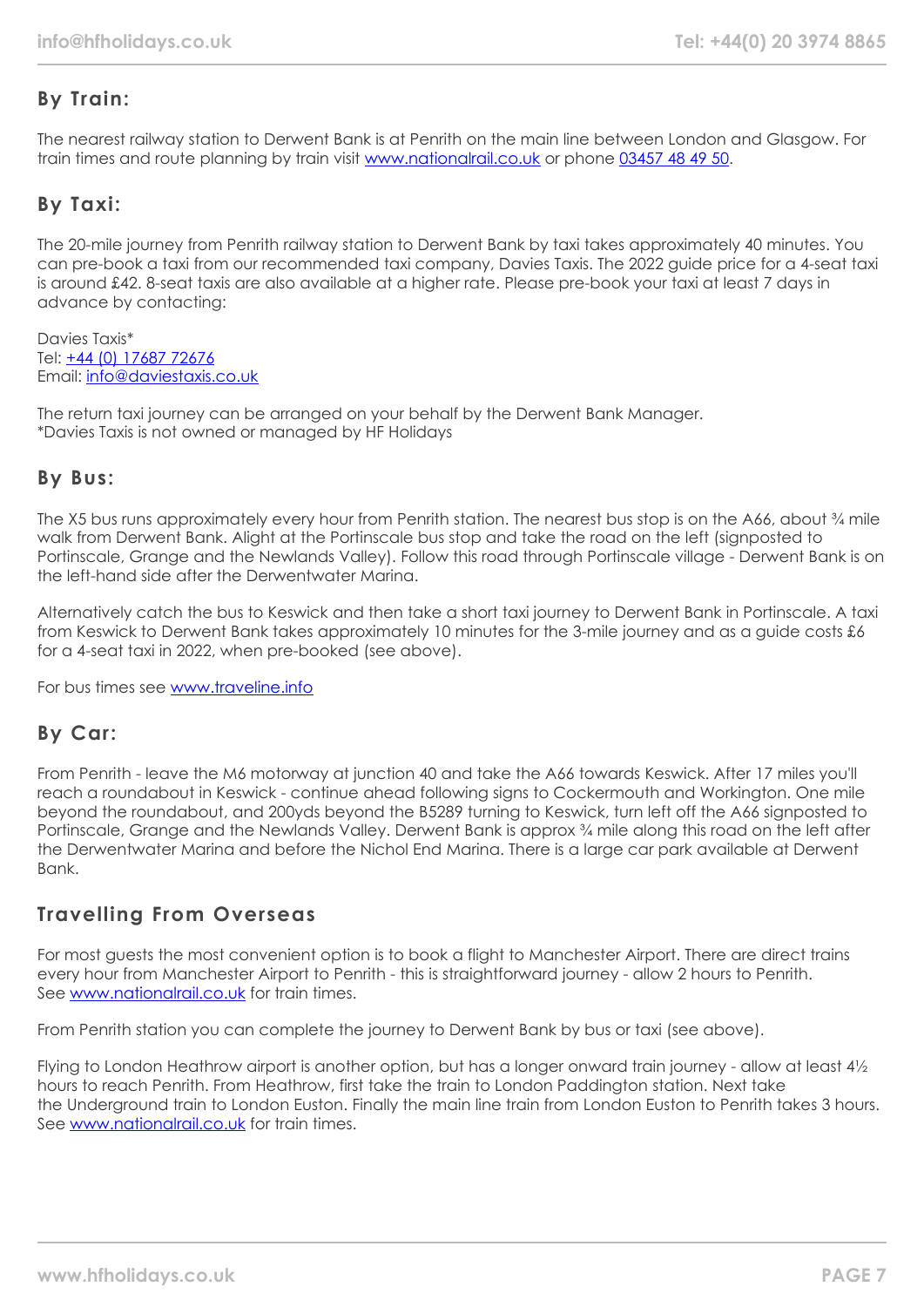## By Train:

The nearest railway station to Derwent Bank is at Penrith on the main line between London and Glasgow. For train times and route planning by train visit www.nationalrail.co.uk or phone 03457 48 49 50.

## By Taxi:

The 20-mile journey from Penrith railway station to Derwent Bank by taxi takes approximately 40 minutes. You can pre-book a taxi from our recommended taxi company, Davies Taxis. The 2022 guide price for a 4-seat taxi is around £42. 8-seat taxis are also available at a higher rate. Please pre-book your taxi at least 7 days in advance by contacting:

Davies Taxis*
Tel: +44 (0) 17687 72676
Email: info@daviestaxis.co.uk

The return taxi journey can be arranged on your behalf by the Derwent Bank Manager.
*Davies Taxis is not owned or managed by HF Holidays

## By Bus:

The X5 bus runs approximately every hour from Penrith station. The nearest bus stop is on the A66, about ¾ mile walk from Derwent Bank. Alight at the Portinscale bus stop and take the road on the left (signposted to Portinscale, Grange and the Newlands Valley). Follow this road through Portinscale village - Derwent Bank is on the left-hand side after the Derwentwater Marina.

Alternatively catch the bus to Keswick and then take a short taxi journey to Derwent Bank in Portinscale. A taxi from Keswick to Derwent Bank takes approximately 10 minutes for the 3-mile journey and as a guide costs £6 for a 4-seat taxi in 2022, when pre-booked (see above).

For bus times see www.traveline.info

## By Car:

From Penrith - leave the M6 motorway at junction 40 and take the A66 towards Keswick. After 17 miles you'll reach a roundabout in Keswick - continue ahead following signs to Cockermouth and Workington. One mile beyond the roundabout, and 200yds beyond the B5289 turning to Keswick, turn left off the A66 signposted to Portinscale, Grange and the Newlands Valley. Derwent Bank is approx ¾ mile along this road on the left after the Derwentwater Marina and before the Nichol End Marina. There is a large car park available at Derwent Bank.

## Travelling From Overseas

For most guests the most convenient option is to book a flight to Manchester Airport. There are direct trains every hour from Manchester Airport to Penrith - this is straightforward journey - allow 2 hours to Penrith. See www.nationalrail.co.uk for train times.

From Penrith station you can complete the journey to Derwent Bank by bus or taxi (see above).

Flying to London Heathrow airport is another option, but has a longer onward train journey - allow at least 4½ hours to reach Penrith. From Heathrow, first take the train to London Paddington station. Next take the Underground train to London Euston. Finally the main line train from London Euston to Penrith takes 3 hours. See www.nationalrail.co.uk for train times.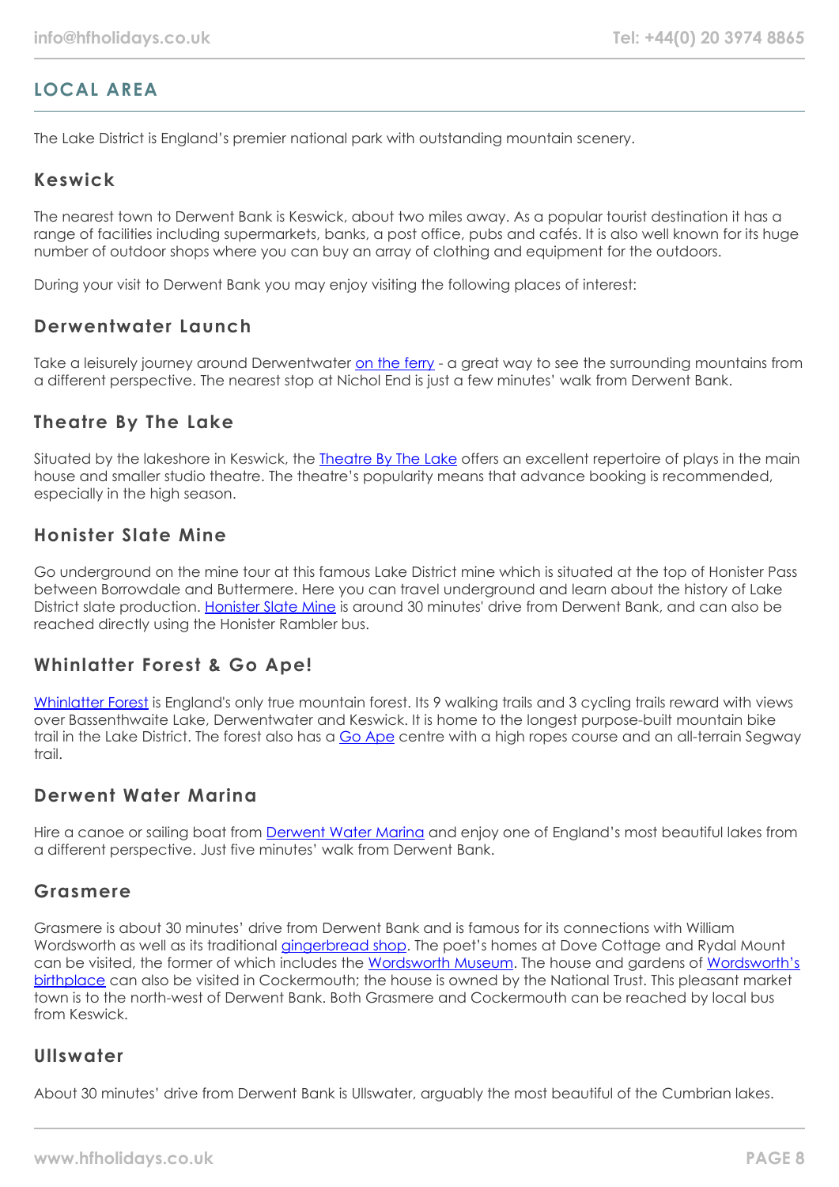## LOCAL AREA

The Lake District is England's premier national park with outstanding mountain scenery.

### Keswick

The nearest town to Derwent Bank is Keswick, about two miles away. As a popular tourist destination it has a range of facilities including supermarkets, banks, a post office, pubs and cafés. It is also well known for its huge number of outdoor shops where you can buy an array of clothing and equipment for the outdoors.

During your visit to Derwent Bank you may enjoy visiting the following places of interest:

### Derwentwater Launch

Take a leisurely journey around Derwentwater on the ferry - a great way to see the surrounding mountains from a different perspective. The nearest stop at Nichol End is just a few minutes' walk from Derwent Bank.

### Theatre By The Lake

Situated by the lakeshore in Keswick, the Theatre By The Lake offers an excellent repertoire of plays in the main house and smaller studio theatre. The theatre's popularity means that advance booking is recommended, especially in the high season.

### Honister Slate Mine

Go underground on the mine tour at this famous Lake District mine which is situated at the top of Honister Pass between Borrowdale and Buttermere. Here you can travel underground and learn about the history of Lake District slate production. Honister Slate Mine is around 30 minutes' drive from Derwent Bank, and can also be reached directly using the Honister Rambler bus.

### Whinlatter Forest & Go Ape!

Whinlatter Forest is England's only true mountain forest. Its 9 walking trails and 3 cycling trails reward with views over Bassenthwaite Lake, Derwentwater and Keswick. It is home to the longest purpose-built mountain bike trail in the Lake District. The forest also has a Go Ape centre with a high ropes course and an all-terrain Segway trail.

### Derwent Water Marina

Hire a canoe or sailing boat from Derwent Water Marina and enjoy one of England's most beautiful lakes from a different perspective. Just five minutes' walk from Derwent Bank.

### Grasmere

Grasmere is about 30 minutes' drive from Derwent Bank and is famous for its connections with William Wordsworth as well as its traditional gingerbread shop. The poet's homes at Dove Cottage and Rydal Mount can be visited, the former of which includes the Wordsworth Museum. The house and gardens of Wordsworth's birthplace can also be visited in Cockermouth; the house is owned by the National Trust. This pleasant market town is to the north-west of Derwent Bank. Both Grasmere and Cockermouth can be reached by local bus from Keswick.

### Ullswater

About 30 minutes' drive from Derwent Bank is Ullswater, arguably the most beautiful of the Cumbrian lakes.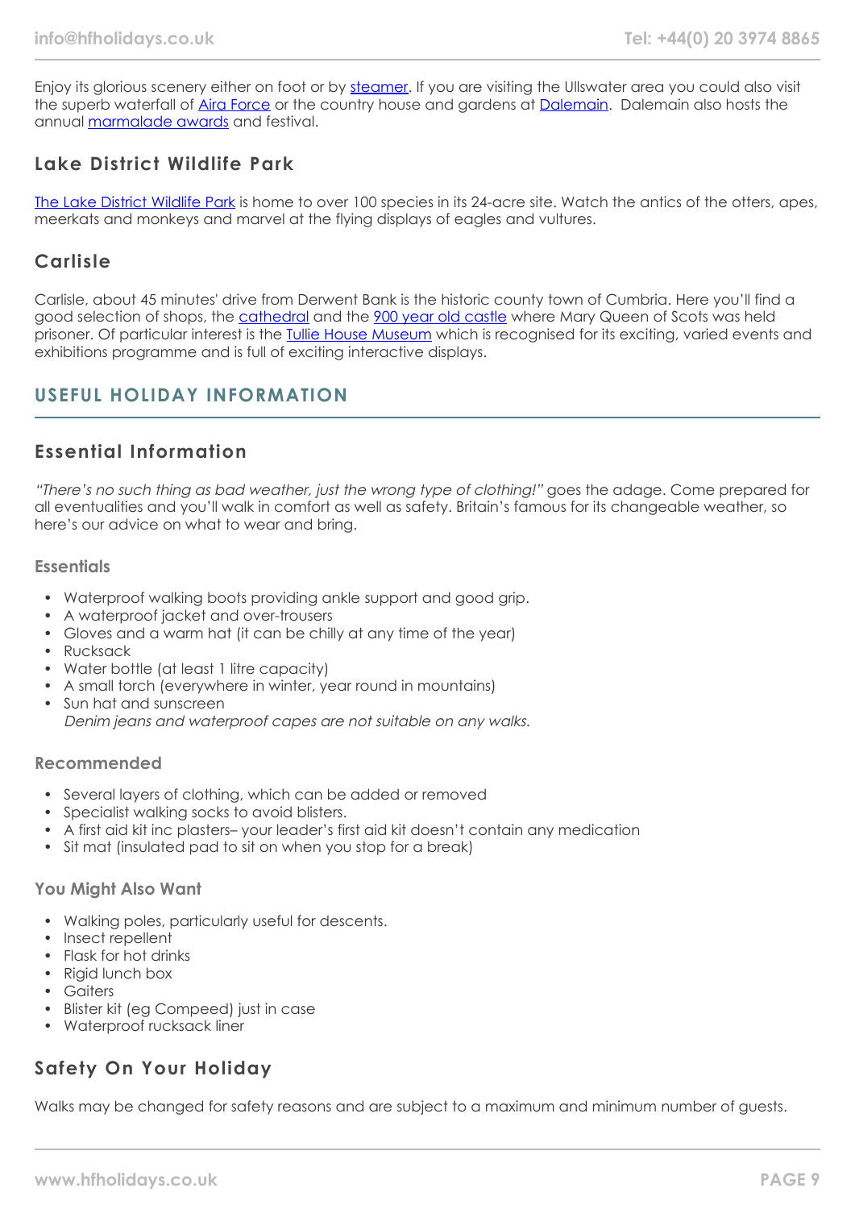Enjoy its glorious scenery either on foot or by steamer. If you are visiting the Ullswater area you could also visit the superb waterfall of Aira Force or the country house and gardens at Dalemain. Dalemain also hosts the annual marmalade awards and festival.

### Lake District Wildlife Park

The Lake District Wildlife Park is home to over 100 species in its 24-acre site. Watch the antics of the otters, apes, meerkats and monkeys and marvel at the flying displays of eagles and vultures.

### Carlisle

Carlisle, about 45 minutes' drive from Derwent Bank is the historic county town of Cumbria. Here you'll find a good selection of shops, the cathedral and the 900 year old castle where Mary Queen of Scots was held prisoner. Of particular interest is the Tullie House Museum which is recognised for its exciting, varied events and exhibitions programme and is full of exciting interactive displays.

## USEFUL HOLIDAY INFORMATION

### Essential Information

*"There's no such thing as bad weather, just the wrong type of clothing!"* goes the adage. Come prepared for all eventualities and you'll walk in comfort as well as safety. Britain's famous for its changeable weather, so here's our advice on what to wear and bring.

#### Essentials

- Waterproof walking boots providing ankle support and good grip.
- A waterproof jacket and over-trousers
- Gloves and a warm hat (it can be chilly at any time of the year)
- Rucksack
- Water bottle (at least 1 litre capacity)
- A small torch (everywhere in winter, year round in mountains)
- Sun hat and sunscreen

*Denim jeans and waterproof capes are not suitable on any walks.*

#### Recommended

- Several layers of clothing, which can be added or removed
- Specialist walking socks to avoid blisters.
- A first aid kit inc plasters– your leader's first aid kit doesn't contain any medication
- Sit mat (insulated pad to sit on when you stop for a break)

#### You Might Also Want

- Walking poles, particularly useful for descents.
- Insect repellent
- Flask for hot drinks
- Rigid lunch box
- Gaiters
- Blister kit (eg Compeed) just in case
- Waterproof rucksack liner

### Safety On Your Holiday

Walks may be changed for safety reasons and are subject to a maximum and minimum number of guests.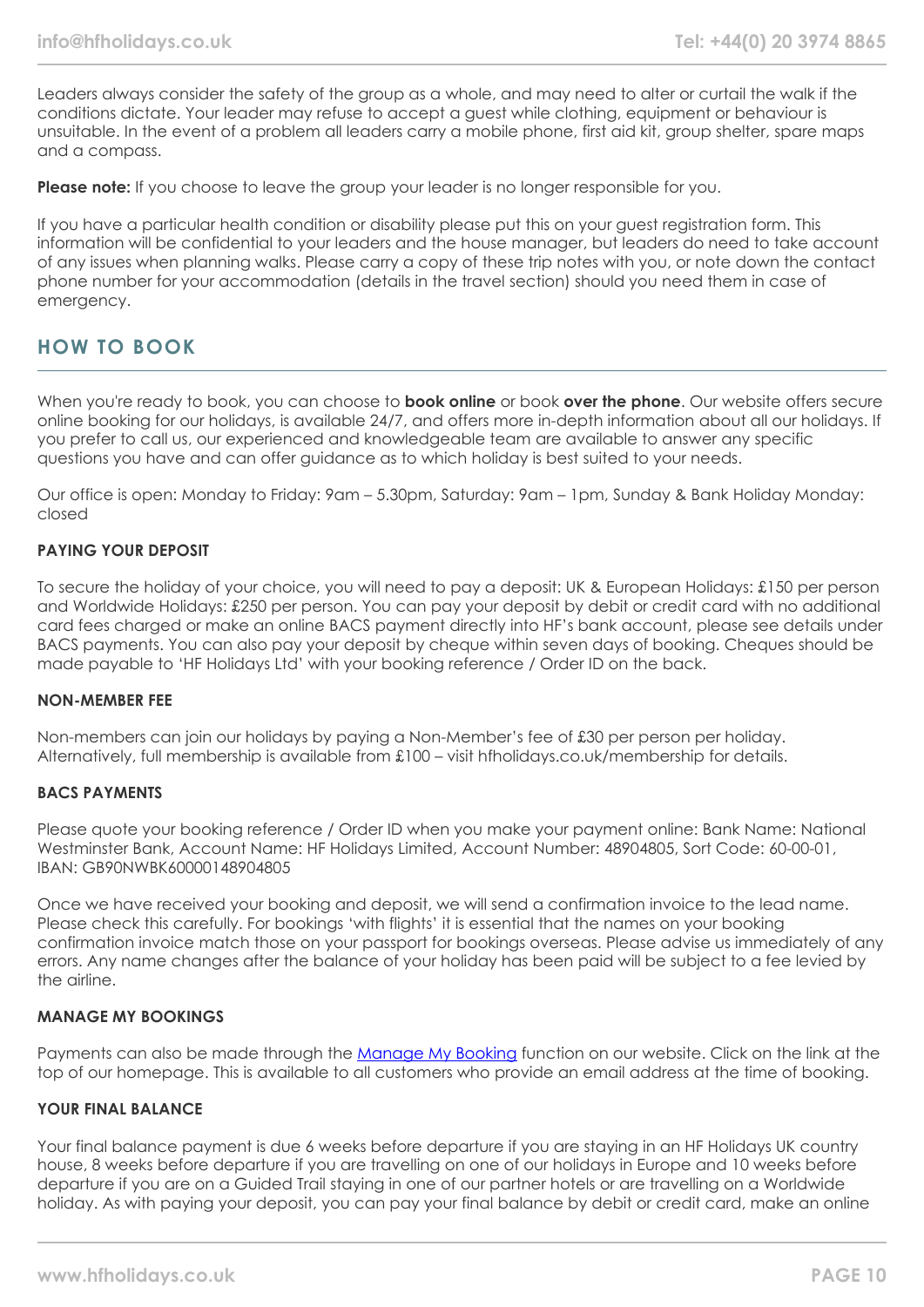Leaders always consider the safety of the group as a whole, and may need to alter or curtail the walk if the conditions dictate. Your leader may refuse to accept a guest while clothing, equipment or behaviour is unsuitable. In the event of a problem all leaders carry a mobile phone, first aid kit, group shelter, spare maps and a compass.

**Please note:** If you choose to leave the group your leader is no longer responsible for you.

If you have a particular health condition or disability please put this on your guest registration form. This information will be confidential to your leaders and the house manager, but leaders do need to take account of any issues when planning walks. Please carry a copy of these trip notes with you, or note down the contact phone number for your accommodation (details in the travel section) should you need them in case of emergency.

## HOW TO BOOK

When you're ready to book, you can choose to **book online** or book **over the phone**. Our website offers secure online booking for our holidays, is available 24/7, and offers more in-depth information about all our holidays. If you prefer to call us, our experienced and knowledgeable team are available to answer any specific questions you have and can offer guidance as to which holiday is best suited to your needs.

Our office is open: Monday to Friday: 9am – 5.30pm, Saturday: 9am – 1pm, Sunday & Bank Holiday Monday: closed

### PAYING YOUR DEPOSIT

To secure the holiday of your choice, you will need to pay a deposit: UK & European Holidays: £150 per person and Worldwide Holidays: £250 per person. You can pay your deposit by debit or credit card with no additional card fees charged or make an online BACS payment directly into HF's bank account, please see details under BACS payments. You can also pay your deposit by cheque within seven days of booking. Cheques should be made payable to 'HF Holidays Ltd' with your booking reference / Order ID on the back.

### NON-MEMBER FEE

Non-members can join our holidays by paying a Non-Member's fee of £30 per person per holiday. Alternatively, full membership is available from £100 – visit hfholidays.co.uk/membership for details.

### BACS PAYMENTS

Please quote your booking reference / Order ID when you make your payment online: Bank Name: National Westminster Bank, Account Name: HF Holidays Limited, Account Number: 48904805, Sort Code: 60-00-01, IBAN: GB90NWBK60000148904805

Once we have received your booking and deposit, we will send a confirmation invoice to the lead name. Please check this carefully. For bookings 'with flights' it is essential that the names on your booking confirmation invoice match those on your passport for bookings overseas. Please advise us immediately of any errors. Any name changes after the balance of your holiday has been paid will be subject to a fee levied by the airline.

### MANAGE MY BOOKINGS

Payments can also be made through the Manage My Booking function on our website. Click on the link at the top of our homepage. This is available to all customers who provide an email address at the time of booking.

### YOUR FINAL BALANCE

Your final balance payment is due 6 weeks before departure if you are staying in an HF Holidays UK country house, 8 weeks before departure if you are travelling on one of our holidays in Europe and 10 weeks before departure if you are on a Guided Trail staying in one of our partner hotels or are travelling on a Worldwide holiday. As with paying your deposit, you can pay your final balance by debit or credit card, make an online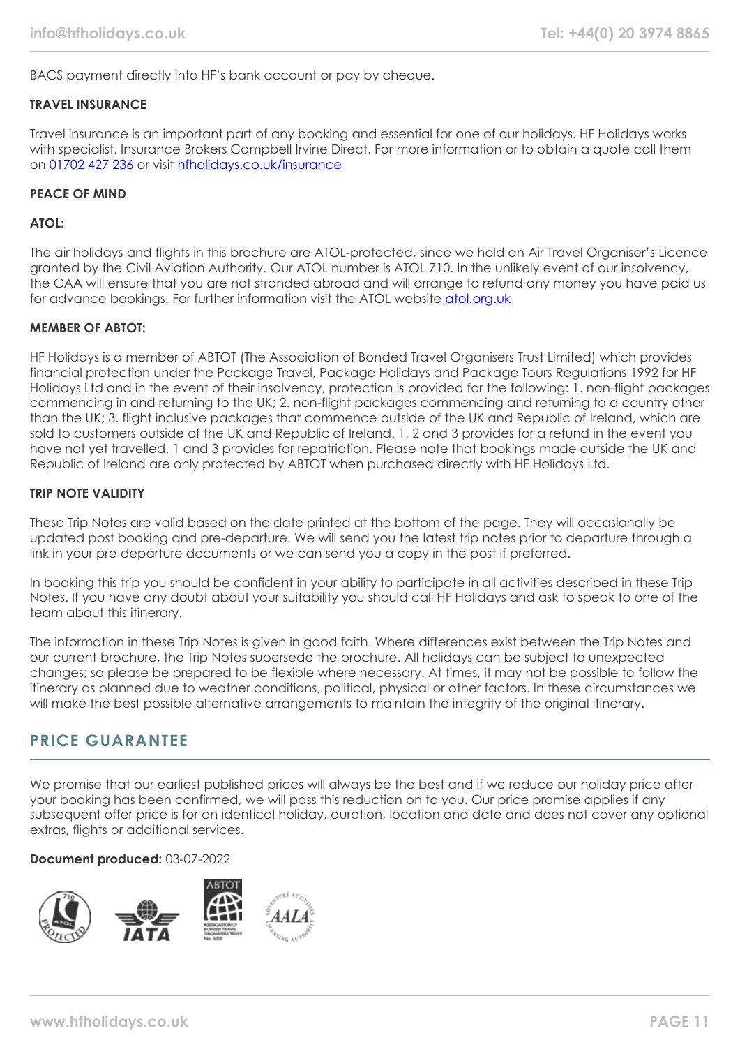BACS payment directly into HF's bank account or pay by cheque.

**TRAVEL INSURANCE**

Travel insurance is an important part of any booking and essential for one of our holidays. HF Holidays works with specialist. Insurance Brokers Campbell Irvine Direct. For more information or to obtain a quote call them on 01702 427 236 or visit hfholidays.co.uk/insurance

**PEACE OF MIND**

**ATOL:**

The air holidays and flights in this brochure are ATOL-protected, since we hold an Air Travel Organiser's Licence granted by the Civil Aviation Authority. Our ATOL number is ATOL 710. In the unlikely event of our insolvency, the CAA will ensure that you are not stranded abroad and will arrange to refund any money you have paid us for advance bookings. For further information visit the ATOL website atol.org.uk

**MEMBER OF ABTOT:**

HF Holidays is a member of ABTOT (The Association of Bonded Travel Organisers Trust Limited) which provides financial protection under the Package Travel, Package Holidays and Package Tours Regulations 1992 for HF Holidays Ltd and in the event of their insolvency, protection is provided for the following: 1. non-flight packages commencing in and returning to the UK; 2. non-flight packages commencing and returning to a country other than the UK; 3. flight inclusive packages that commence outside of the UK and Republic of Ireland, which are sold to customers outside of the UK and Republic of Ireland. 1, 2 and 3 provides for a refund in the event you have not yet travelled. 1 and 3 provides for repatriation. Please note that bookings made outside the UK and Republic of Ireland are only protected by ABTOT when purchased directly with HF Holidays Ltd.

**TRIP NOTE VALIDITY**

These Trip Notes are valid based on the date printed at the bottom of the page. They will occasionally be updated post booking and pre-departure. We will send you the latest trip notes prior to departure through a link in your pre departure documents or we can send you a copy in the post if preferred.

In booking this trip you should be confident in your ability to participate in all activities described in these Trip Notes. If you have any doubt about your suitability you should call HF Holidays and ask to speak to one of the team about this itinerary.

The information in these Trip Notes is given in good faith. Where differences exist between the Trip Notes and our current brochure, the Trip Notes supersede the brochure. All holidays can be subject to unexpected changes; so please be prepared to be flexible where necessary. At times, it may not be possible to follow the itinerary as planned due to weather conditions, political, physical or other factors. In these circumstances we will make the best possible alternative arrangements to maintain the integrity of the original itinerary.

## PRICE GUARANTEE

We promise that our earliest published prices will always be the best and if we reduce our holiday price after your booking has been confirmed, we will pass this reduction on to you. Our price promise applies if any subsequent offer price is for an identical holiday, duration, location and date and does not cover any optional extras, flights or additional services.

**Document produced:** 03-07-2022